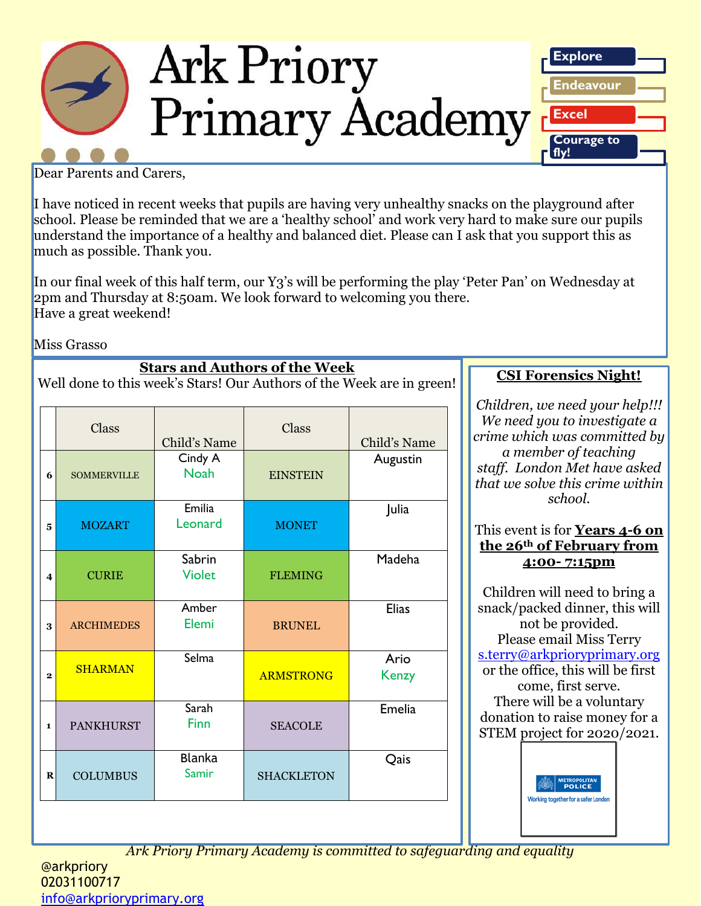# Ark Priory Primary Academy

Explore

Endeavour

Excel

Courage to fly!

Dear Parents and Carers,

I have noticed in recent weeks that pupils are having very unhealthy snacks on the playground after school. Please be reminded that we are a 'healthy school' and work very hard to make sure our pupils understand the importance of a healthy and balanced diet. Please can I ask that you support this as much as possible. Thank you.

In our final week of this half term, our Y3's will be performing the play 'Peter Pan' on Wednesday at 2pm and Thursday at 8:50am. We look forward to welcoming you there.
Have a great weekend!

Miss Grasso

## Stars and Authors of the Week

Well done to this week's Stars! Our Authors of the Week are in green!

| | Class | Child's Name | Class | Child's Name |
|---|---|---|---|---|
| 6 | SOMMERVILLE | Cindy A<br>Noah | EINSTEIN | Augustin |
| 5 | MOZART | Emilia<br>Leonard | MONET | Julia |
| 4 | CURIE | Sabrin<br>Violet | FLEMING | Madeha |
| 3 | ARCHIMEDES | Amber<br>Elemi | BRUNEL | Elias |
| 2 | SHARMAN | Selma | ARMSTRONG | Ario<br>Kenzy |
| 1 | PANKHURST | Sarah<br>Finn | SEACOLE | Emelia |
| R | COLUMBUS | Blanka<br>Samir | SHACKLETON | Qais |

## CSI Forensics Night!

*Children, we need your help!!! We need you to investigate a crime which was committed by a member of teaching staff. London Met have asked that we solve this crime within school.*

This event is for **Years 4-6 on the 26th of February from 4:00- 7:15pm**

Children will need to bring a snack/packed dinner, this will not be provided.
Please email Miss Terry s.terry@arkprioryprimary.org or the office, this will be first come, first serve.
There will be a voluntary donation to raise money for a STEM project for 2020/2021.

METROPOLITAN POLICE
Working together for a safer London

*Ark Priory Primary Academy is committed to safeguarding and equality*

@arkpriory
02031100717
info@arkprioryprimary.org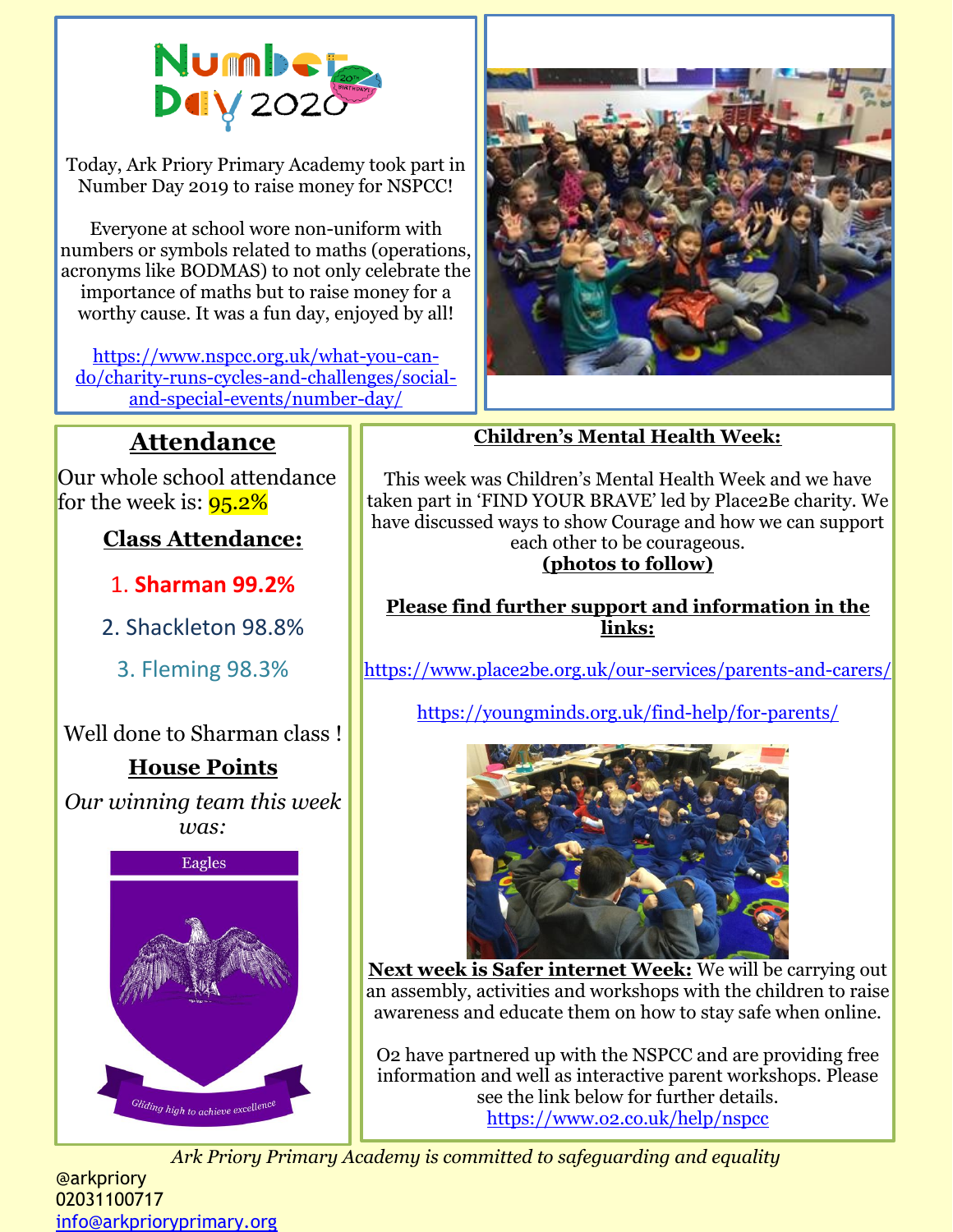Number Day 2020

Today, Ark Priory Primary Academy took part in Number Day 2019 to raise money for NSPCC!

Everyone at school wore non-uniform with numbers or symbols related to maths (operations, acronyms like BODMAS) to not only celebrate the importance of maths but to raise money for a worthy cause. It was a fun day, enjoyed by all!

https://www.nspcc.org.uk/what-you-can-do/charity-runs-cycles-and-challenges/social-and-special-events/number-day/

## Attendance

Our whole school attendance for the week is: 95.2%

### Class Attendance:

1. **Sharman 99.2%**
2. Shackleton 98.8%
3. Fleming 98.3%

Well done to Sharman class !

### House Points

*Our winning team this week was:*

Eagles

*Gliding high to achieve excellence*

## Children's Mental Health Week:

This week was Children's Mental Health Week and we have taken part in 'FIND YOUR BRAVE' led by Place2Be charity. We have discussed ways to show Courage and how we can support each other to be courageous.

**(photos to follow)**

**Please find further support and information in the links:**

https://www.place2be.org.uk/our-services/parents-and-carers/

https://youngminds.org.uk/find-help/for-parents/

**Next week is Safer internet Week:** We will be carrying out an assembly, activities and workshops with the children to raise awareness and educate them on how to stay safe when online.

O2 have partnered up with the NSPCC and are providing free information and well as interactive parent workshops. Please see the link below for further details.
https://www.o2.co.uk/help/nspcc

*Ark Priory Primary Academy is committed to safeguarding and equality*

@arkpriory
02031100717
info@arkprioryprimary.org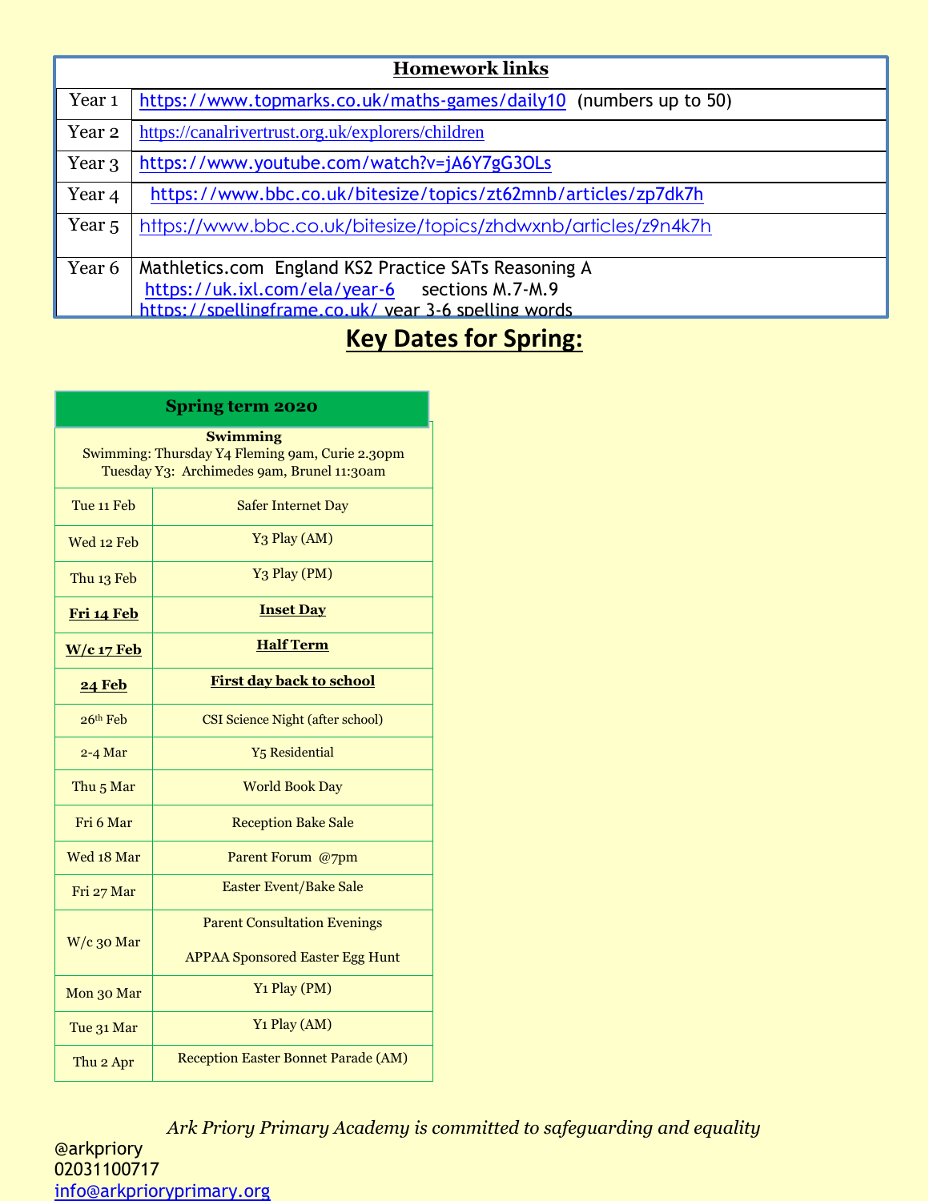| Homework links | |
|---|---|
| Year 1 | https://www.topmarks.co.uk/maths-games/daily10 (numbers up to 50) |
| Year 2 | https://canalrivertrust.org.uk/explorers/children |
| Year 3 | https://www.youtube.com/watch?v=jA6Y7gG3OLs |
| Year 4 | https://www.bbc.co.uk/bitesize/topics/zt62mnb/articles/zp7dk7h |
| Year 5 | https://www.bbc.co.uk/bitesize/topics/zhdwxnb/articles/z9n4k7h |
| Year 6 | Mathletics.com England KS2 Practice SATs Reasoning A<br>https://uk.ixl.com/ela/year-6 sections M.7-M.9<br>https://spellingframe.co.uk/ year 3-6 spelling words |

# Key Dates for Spring:

| Spring term 2020 | |
|---|---|
| **Swimming**<br>Swimming: Thursday Y4 Fleming 9am, Curie 2.30pm<br>Tuesday Y3: Archimedes 9am, Brunel 11:30am | |
| Tue 11 Feb | Safer Internet Day |
| Wed 12 Feb | Y3 Play (AM) |
| Thu 13 Feb | Y3 Play (PM) |
| **Fri 14 Feb** | **Inset Day** |
| **W/c 17 Feb** | **Half Term** |
| **24 Feb** | **First day back to school** |
| 26th Feb | CSI Science Night (after school) |
| 2-4 Mar | Y5 Residential |
| Thu 5 Mar | World Book Day |
| Fri 6 Mar | Reception Bake Sale |
| Wed 18 Mar | Parent Forum @7pm |
| Fri 27 Mar | Easter Event/Bake Sale |
| W/c 30 Mar | Parent Consultation Evenings<br>APPAA Sponsored Easter Egg Hunt |
| Mon 30 Mar | Y1 Play (PM) |
| Tue 31 Mar | Y1 Play (AM) |
| Thu 2 Apr | Reception Easter Bonnet Parade (AM) |

*Ark Priory Primary Academy is committed to safeguarding and equality*

@arkpriory
02031100717
info@arkprioryprimary.org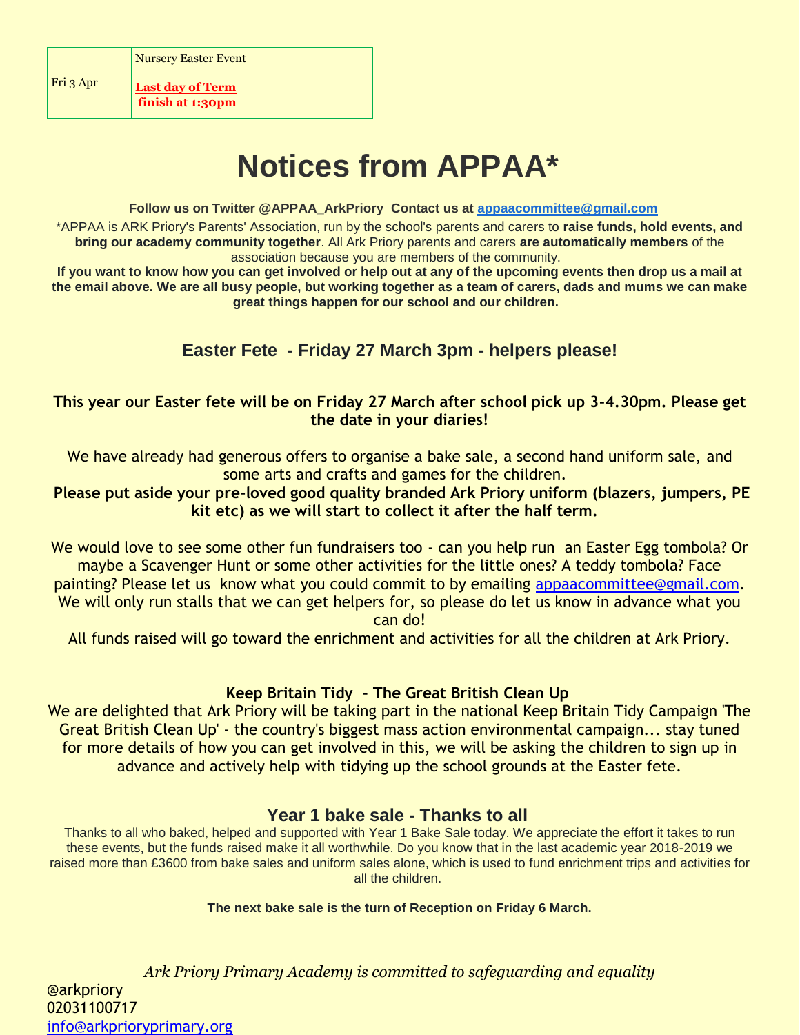| Fri 3 Apr | Nursery Easter Event<br><br>**Last day of Term**<br>**finish at 1:30pm** |
|---|---|

# Notices from APPAA*

**Follow us on Twitter @APPAA_ArkPriory Contact us at appaacommittee@gmail.com**

*APPAA is ARK Priory's Parents' Association, run by the school's parents and carers to **raise funds, hold events, and bring our academy community together**. All Ark Priory parents and carers **are automatically members** of the association because you are members of the community.

**If you want to know how you can get involved or help out at any of the upcoming events then drop us a mail at the email above. We are all busy people, but working together as a team of carers, dads and mums we can make great things happen for our school and our children.**

## Easter Fete - Friday 27 March 3pm - helpers please!

**This year our Easter fete will be on Friday 27 March after school pick up 3-4.30pm. Please get the date in your diaries!**

We have already had generous offers to organise a bake sale, a second hand uniform sale, and some arts and crafts and games for the children.

**Please put aside your pre-loved good quality branded Ark Priory uniform (blazers, jumpers, PE kit etc) as we will start to collect it after the half term.**

We would love to see some other fun fundraisers too - can you help run an Easter Egg tombola? Or maybe a Scavenger Hunt or some other activities for the little ones? A teddy tombola? Face painting? Please let us know what you could commit to by emailing appaacommittee@gmail.com. We will only run stalls that we can get helpers for, so please do let us know in advance what you can do!

All funds raised will go toward the enrichment and activities for all the children at Ark Priory.

**Keep Britain Tidy - The Great British Clean Up**

We are delighted that Ark Priory will be taking part in the national Keep Britain Tidy Campaign 'The Great British Clean Up' - the country's biggest mass action environmental campaign... stay tuned for more details of how you can get involved in this, we will be asking the children to sign up in advance and actively help with tidying up the school grounds at the Easter fete.

## Year 1 bake sale - Thanks to all

Thanks to all who baked, helped and supported with Year 1 Bake Sale today. We appreciate the effort it takes to run these events, but the funds raised make it all worthwhile. Do you know that in the last academic year 2018-2019 we raised more than £3600 from bake sales and uniform sales alone, which is used to fund enrichment trips and activities for all the children.

**The next bake sale is the turn of Reception on Friday 6 March.**

*Ark Priory Primary Academy is committed to safeguarding and equality*

@arkpriory
02031100717
info@arkprioryprimary.org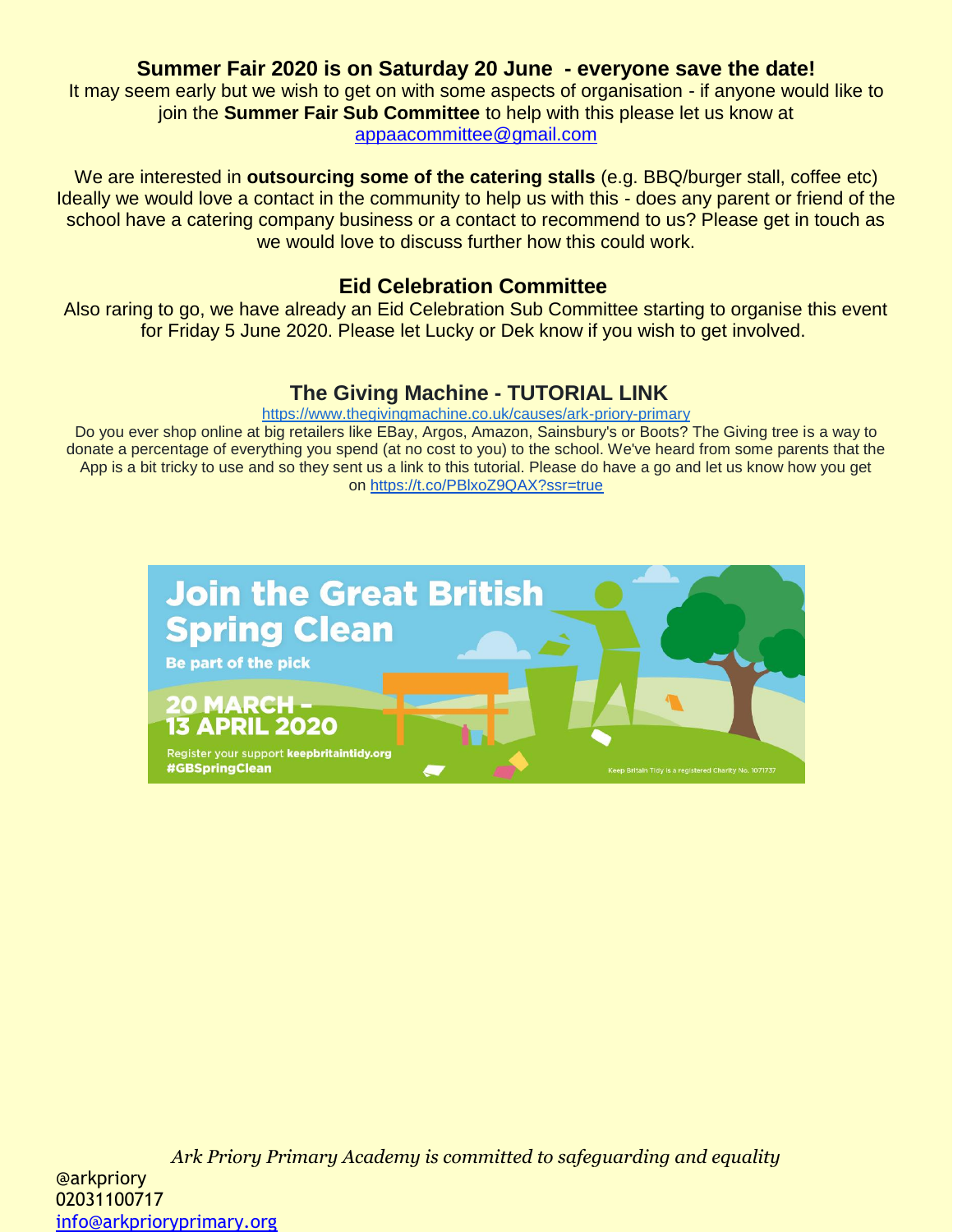**Summer Fair 2020 is on Saturday 20 June - everyone save the date!**

It may seem early but we wish to get on with some aspects of organisation - if anyone would like to join the **Summer Fair Sub Committee** to help with this please let us know at appaacommittee@gmail.com

We are interested in **outsourcing some of the catering stalls** (e.g. BBQ/burger stall, coffee etc) Ideally we would love a contact in the community to help us with this - does any parent or friend of the school have a catering company business or a contact to recommend to us? Please get in touch as we would love to discuss further how this could work.

## Eid Celebration Committee

Also raring to go, we have already an Eid Celebration Sub Committee starting to organise this event for Friday 5 June 2020. Please let Lucky or Dek know if you wish to get involved.

## The Giving Machine - TUTORIAL LINK

https://www.thegivingmachine.co.uk/causes/ark-priory-primary

Do you ever shop online at big retailers like EBay, Argos, Amazon, Sainsbury's or Boots? The Giving tree is a way to donate a percentage of everything you spend (at no cost to you) to the school. We've heard from some parents that the App is a bit tricky to use and so they sent us a link to this tutorial. Please do have a go and let us know how you get on https://t.co/PBlxoZ9QAX?ssr=true

Join the Great British Spring Clean

Be part of the pick

20 MARCH – 13 APRIL 2020

Register your support keepbritaintidy.org

#GBSpringClean

Keep Britain Tidy is a registered Charity No. 1071737

*Ark Priory Primary Academy is committed to safeguarding and equality*

@arkpriory
02031100717
info@arkprioryprimary.org